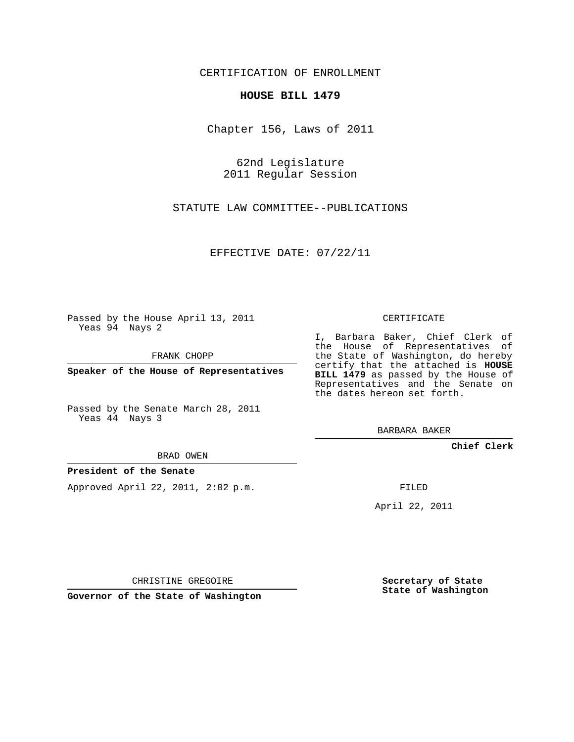CERTIFICATION OF ENROLLMENT

**HOUSE BILL 1479**

Chapter 156, Laws of 2011

62nd Legislature
2011 Regular Session

STATUTE LAW COMMITTEE--PUBLICATIONS

EFFECTIVE DATE: 07/22/11

Passed by the House April 13, 2011
Yeas 94 Nays 2

FRANK CHOPP

**Speaker of the House of Representatives**

Passed by the Senate March 28, 2011
Yeas 44 Nays 3

BRAD OWEN

**President of the Senate**

Approved April 22, 2011, 2:02 p.m.

CHRISTINE GREGOIRE

**Governor of the State of Washington**

CERTIFICATE

I, Barbara Baker, Chief Clerk of the House of Representatives of the State of Washington, do hereby certify that the attached is **HOUSE BILL 1479** as passed by the House of Representatives and the Senate on the dates hereon set forth.

BARBARA BAKER

**Chief Clerk**

FILED

April 22, 2011

**Secretary of State**
**State of Washington**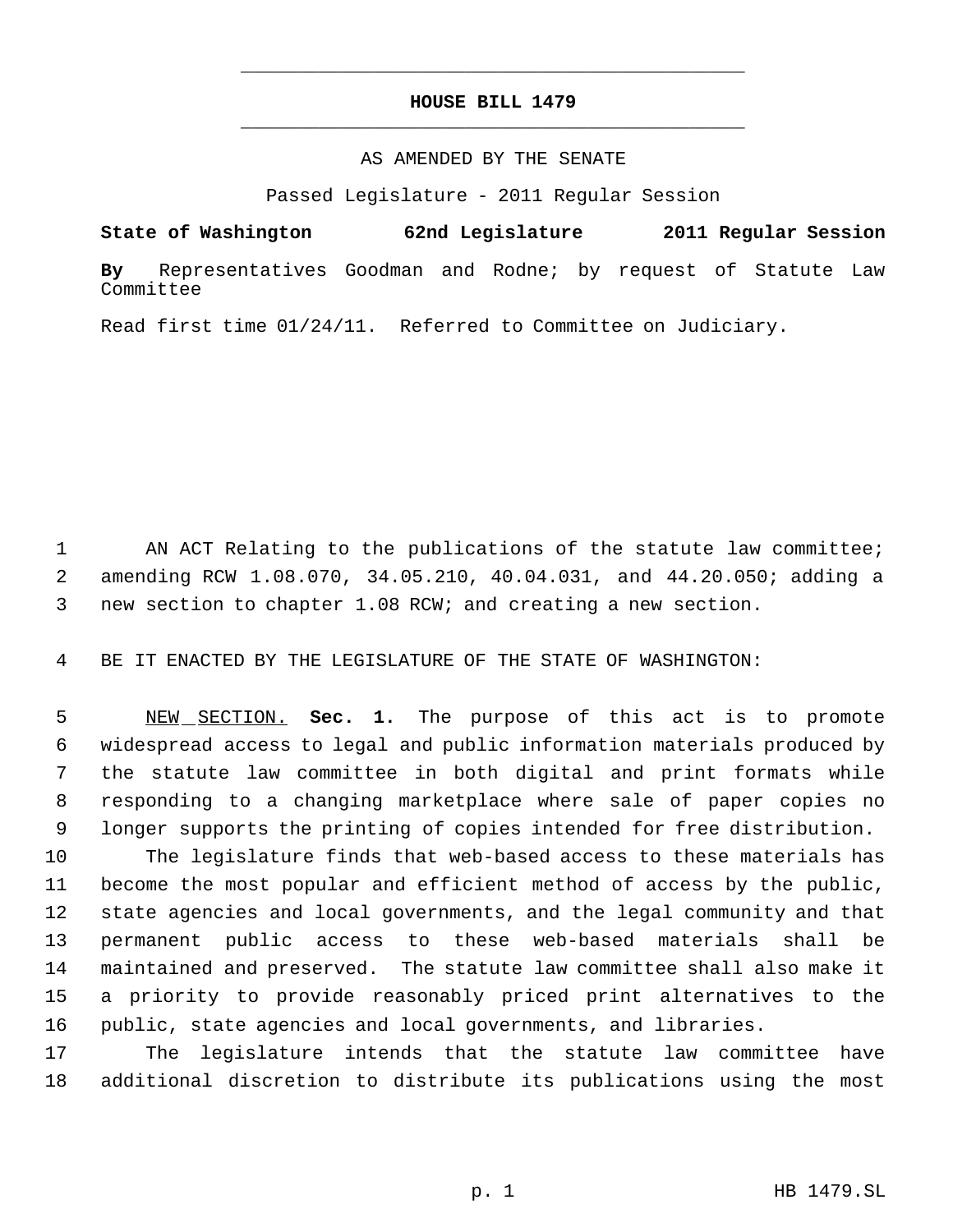# HOUSE BILL 1479

AS AMENDED BY THE SENATE

Passed Legislature - 2011 Regular Session

**State of Washington 62nd Legislature 2011 Regular Session**

**By** Representatives Goodman and Rodne; by request of Statute Law Committee

Read first time 01/24/11. Referred to Committee on Judiciary.

1 AN ACT Relating to the publications of the statute law committee;
2 amending RCW 1.08.070, 34.05.210, 40.04.031, and 44.20.050; adding a
3 new section to chapter 1.08 RCW; and creating a new section.

4 BE IT ENACTED BY THE LEGISLATURE OF THE STATE OF WASHINGTON:

5 NEW SECTION. **Sec. 1.** The purpose of this act is to promote
6 widespread access to legal and public information materials produced by
7 the statute law committee in both digital and print formats while
8 responding to a changing marketplace where sale of paper copies no
9 longer supports the printing of copies intended for free distribution.

10 The legislature finds that web-based access to these materials has
11 become the most popular and efficient method of access by the public,
12 state agencies and local governments, and the legal community and that
13 permanent public access to these web-based materials shall be
14 maintained and preserved. The statute law committee shall also make it
15 a priority to provide reasonably priced print alternatives to the
16 public, state agencies and local governments, and libraries.

17 The legislature intends that the statute law committee have
18 additional discretion to distribute its publications using the most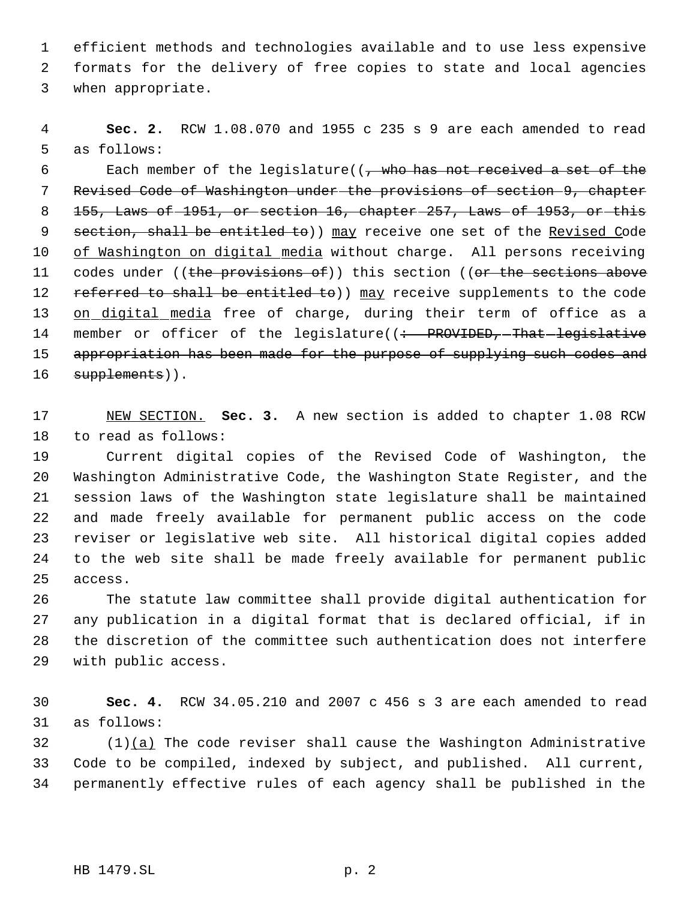efficient methods and technologies available and to use less expensive formats for the delivery of free copies to state and local agencies when appropriate.

**Sec. 2.** RCW 1.08.070 and 1955 c 235 s 9 are each amended to read as follows:

Each member of the legislature((~~, who has not received a set of the Revised Code of Washington under the provisions of section 9, chapter 155, Laws of 1951, or section 16, chapter 257, Laws of 1953, or this section, shall be entitled to~~)) <u>may</u> receive one set of the <u>Revised C</u>ode <u>of Washington on digital media</u> without charge. All persons receiving codes under ((~~the provisions of~~)) this section ((~~or the sections above referred to shall be entitled to~~)) <u>may</u> receive supplements to the code <u>on digital media</u> free of charge, during their term of office as a member or officer of the legislature((~~: PROVIDED, That legislative appropriation has been made for the purpose of supplying such codes and supplements~~)).

<u>NEW SECTION.</u> **Sec. 3.** A new section is added to chapter 1.08 RCW to read as follows:

Current digital copies of the Revised Code of Washington, the Washington Administrative Code, the Washington State Register, and the session laws of the Washington state legislature shall be maintained and made freely available for permanent public access on the code reviser or legislative web site. All historical digital copies added to the web site shall be made freely available for permanent public access.

The statute law committee shall provide digital authentication for any publication in a digital format that is declared official, if in the discretion of the committee such authentication does not interfere with public access.

**Sec. 4.** RCW 34.05.210 and 2007 c 456 s 3 are each amended to read as follows:

(1)<u>(a)</u> The code reviser shall cause the Washington Administrative Code to be compiled, indexed by subject, and published. All current, permanently effective rules of each agency shall be published in the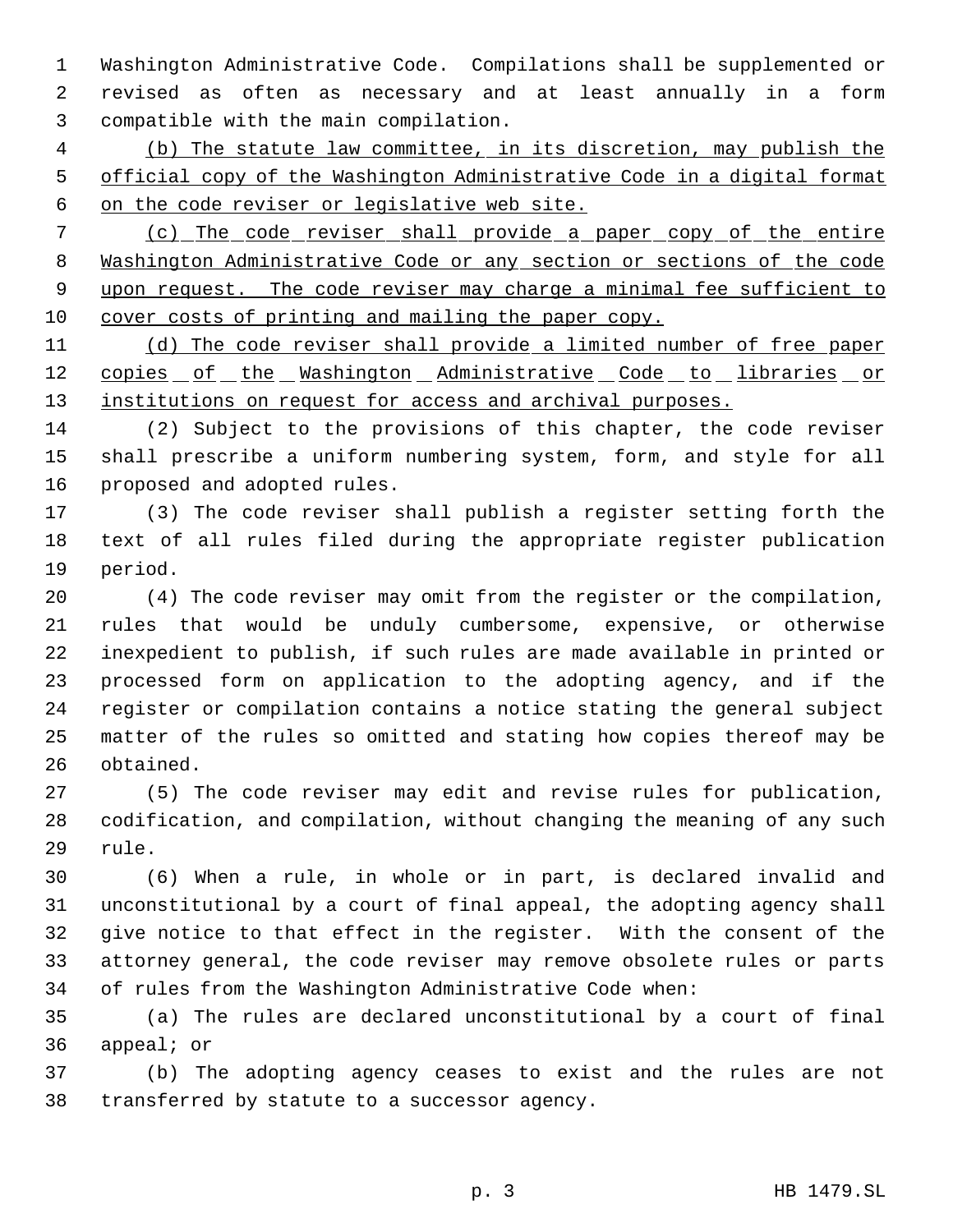Washington Administrative Code. Compilations shall be supplemented or revised as often as necessary and at least annually in a form compatible with the main compilation.

<u>(b) The statute law committee, in its discretion, may publish the official copy of the Washington Administrative Code in a digital format on the code reviser or legislative web site.</u>

<u>(c) The code reviser shall provide a paper copy of the entire Washington Administrative Code or any section or sections of the code upon request. The code reviser may charge a minimal fee sufficient to cover costs of printing and mailing the paper copy.</u>

<u>(d) The code reviser shall provide a limited number of free paper copies of the Washington Administrative Code to libraries or institutions on request for access and archival purposes.</u>

(2) Subject to the provisions of this chapter, the code reviser shall prescribe a uniform numbering system, form, and style for all proposed and adopted rules.

(3) The code reviser shall publish a register setting forth the text of all rules filed during the appropriate register publication period.

(4) The code reviser may omit from the register or the compilation, rules that would be unduly cumbersome, expensive, or otherwise inexpedient to publish, if such rules are made available in printed or processed form on application to the adopting agency, and if the register or compilation contains a notice stating the general subject matter of the rules so omitted and stating how copies thereof may be obtained.

(5) The code reviser may edit and revise rules for publication, codification, and compilation, without changing the meaning of any such rule.

(6) When a rule, in whole or in part, is declared invalid and unconstitutional by a court of final appeal, the adopting agency shall give notice to that effect in the register. With the consent of the attorney general, the code reviser may remove obsolete rules or parts of rules from the Washington Administrative Code when:

(a) The rules are declared unconstitutional by a court of final appeal; or

(b) The adopting agency ceases to exist and the rules are not transferred by statute to a successor agency.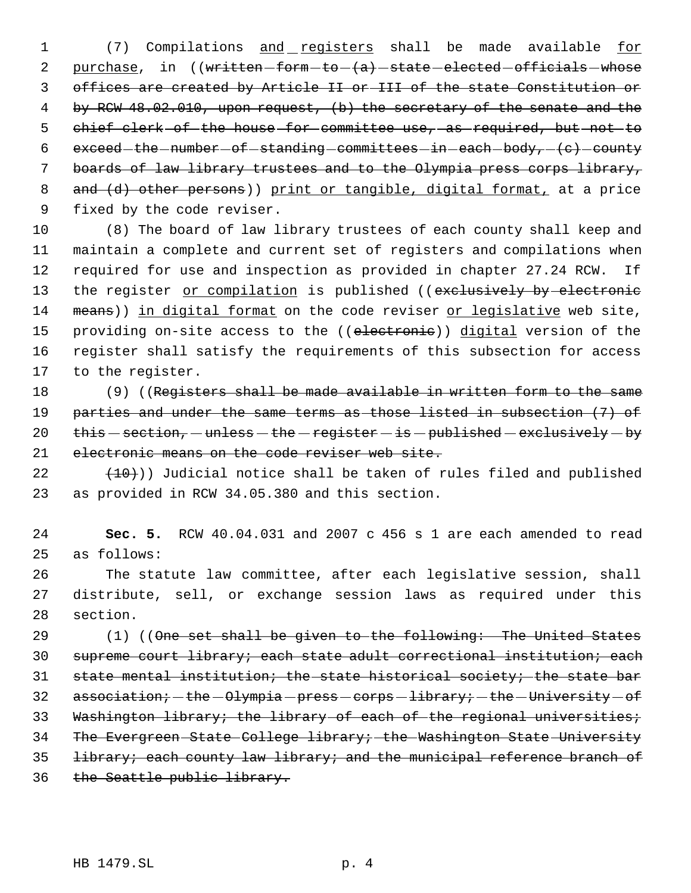(7) Compilations and registers shall be made available for purchase, in ((written form to (a) state elected officials whose offices are created by Article II or III of the state Constitution or by RCW 48.02.010, upon request, (b) the secretary of the senate and the chief clerk of the house for committee use, as required, but not to exceed the number of standing committees in each body, (c) county boards of law library trustees and to the Olympia press corps library, and (d) other persons)) print or tangible, digital format, at a price fixed by the code reviser.

(8) The board of law library trustees of each county shall keep and maintain a complete and current set of registers and compilations when required for use and inspection as provided in chapter 27.24 RCW. If the register or compilation is published ((exclusively by electronic means)) in digital format on the code reviser or legislative web site, providing on-site access to the ((electronic)) digital version of the register shall satisfy the requirements of this subsection for access to the register.

(9) ((Registers shall be made available in written form to the same parties and under the same terms as those listed in subsection (7) of this section, unless the register is published exclusively by electronic means on the code reviser web site.

(10))) Judicial notice shall be taken of rules filed and published as provided in RCW 34.05.380 and this section.

**Sec. 5.** RCW 40.04.031 and 2007 c 456 s 1 are each amended to read as follows:

The statute law committee, after each legislative session, shall distribute, sell, or exchange session laws as required under this section.

(1) ((One set shall be given to the following: The United States supreme court library; each state adult correctional institution; each state mental institution; the state historical society; the state bar association; the Olympia press corps library; the University of Washington library; the library of each of the regional universities; The Evergreen State College library; the Washington State University library; each county law library; and the municipal reference branch of the Seattle public library.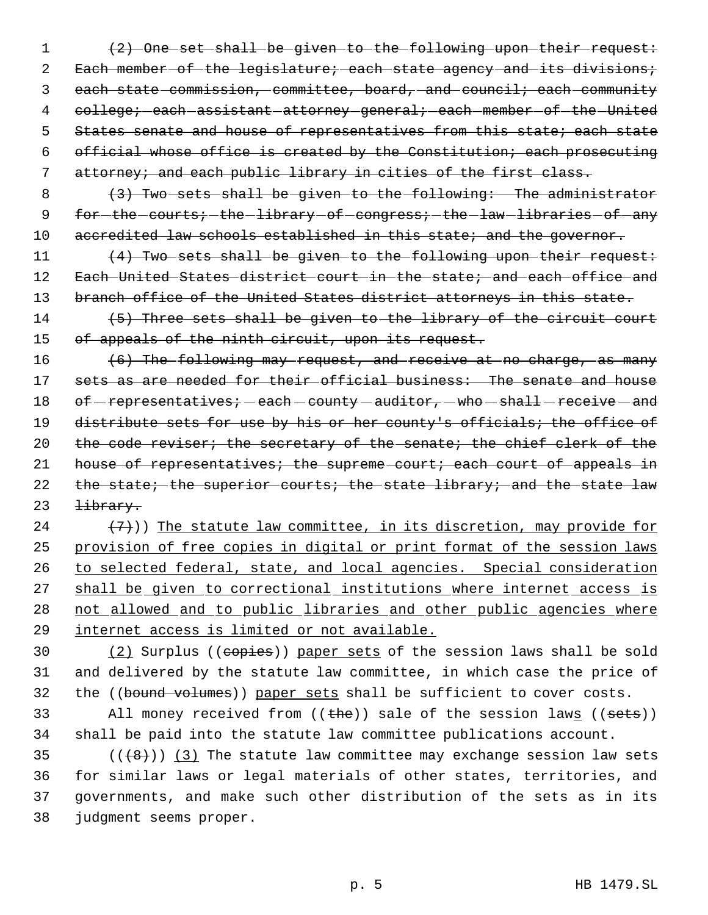~~(2) One set shall be given to the following upon their request: Each member of the legislature; each state agency and its divisions; each state commission, committee, board, and council; each community college; each assistant attorney general; each member of the United States senate and house of representatives from this state; each state official whose office is created by the Constitution; each prosecuting attorney; and each public library in cities of the first class.~~

~~(3) Two sets shall be given to the following: The administrator for the courts; the library of congress; the law libraries of any accredited law schools established in this state; and the governor.~~

~~(4) Two sets shall be given to the following upon their request: Each United States district court in the state; and each office and branch office of the United States district attorneys in this state.~~

~~(5) Three sets shall be given to the library of the circuit court of appeals of the ninth circuit, upon its request.~~

~~(6) The following may request, and receive at no charge, as many sets as are needed for their official business: The senate and house of representatives; each county auditor, who shall receive and distribute sets for use by his or her county's officials; the office of the code reviser; the secretary of the senate; the chief clerk of the house of representatives; the supreme court; each court of appeals in the state; the superior courts; the state library; and the state law library.~~

~~(7)~~)) <u>The statute law committee, in its discretion, may provide for provision of free copies in digital or print format of the session laws to selected federal, state, and local agencies. Special consideration shall be given to correctional institutions where internet access is not allowed and to public libraries and other public agencies where internet access is limited or not available.</u>

<u>(2)</u> Surplus ((~~copies~~)) <u>paper sets</u> of the session laws shall be sold and delivered by the statute law committee, in which case the price of the ((~~bound volumes~~)) <u>paper sets</u> shall be sufficient to cover costs.

All money received from ((~~the~~)) sale of the session law<u>s</u> ((~~sets~~)) shall be paid into the statute law committee publications account.

((~~(8)~~)) <u>(3)</u> The statute law committee may exchange session law sets for similar laws or legal materials of other states, territories, and governments, and make such other distribution of the sets as in its judgment seems proper.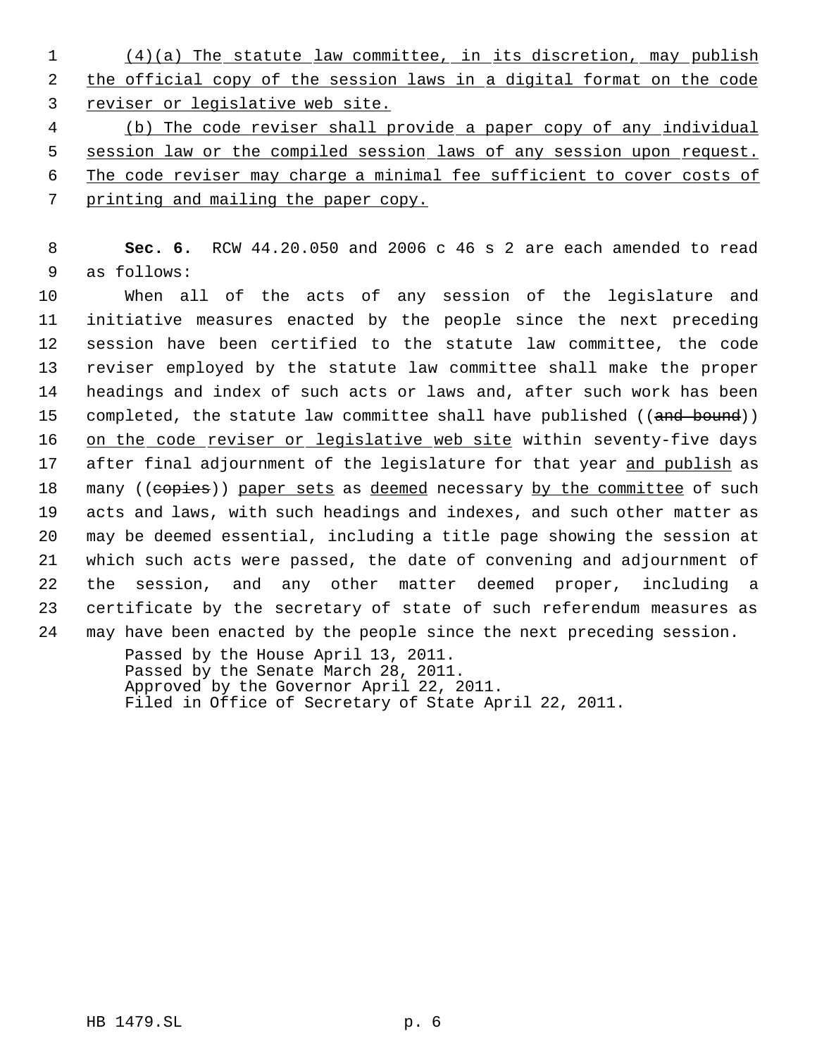(4)(a) The statute law committee, in its discretion, may publish the official copy of the session laws in a digital format on the code reviser or legislative web site.

(b) The code reviser shall provide a paper copy of any individual session law or the compiled session laws of any session upon request. The code reviser may charge a minimal fee sufficient to cover costs of printing and mailing the paper copy.

**Sec. 6.** RCW 44.20.050 and 2006 c 46 s 2 are each amended to read as follows:

When all of the acts of any session of the legislature and initiative measures enacted by the people since the next preceding session have been certified to the statute law committee, the code reviser employed by the statute law committee shall make the proper headings and index of such acts or laws and, after such work has been completed, the statute law committee shall have published ((~~and bound~~)) on the code reviser or legislative web site within seventy-five days after final adjournment of the legislature for that year and publish as many ((~~copies~~)) paper sets as deemed necessary by the committee of such acts and laws, with such headings and indexes, and such other matter as may be deemed essential, including a title page showing the session at which such acts were passed, the date of convening and adjournment of the session, and any other matter deemed proper, including a certificate by the secretary of state of such referendum measures as may have been enacted by the people since the next preceding session.

Passed by the House April 13, 2011.
Passed by the Senate March 28, 2011.
Approved by the Governor April 22, 2011.
Filed in Office of Secretary of State April 22, 2011.